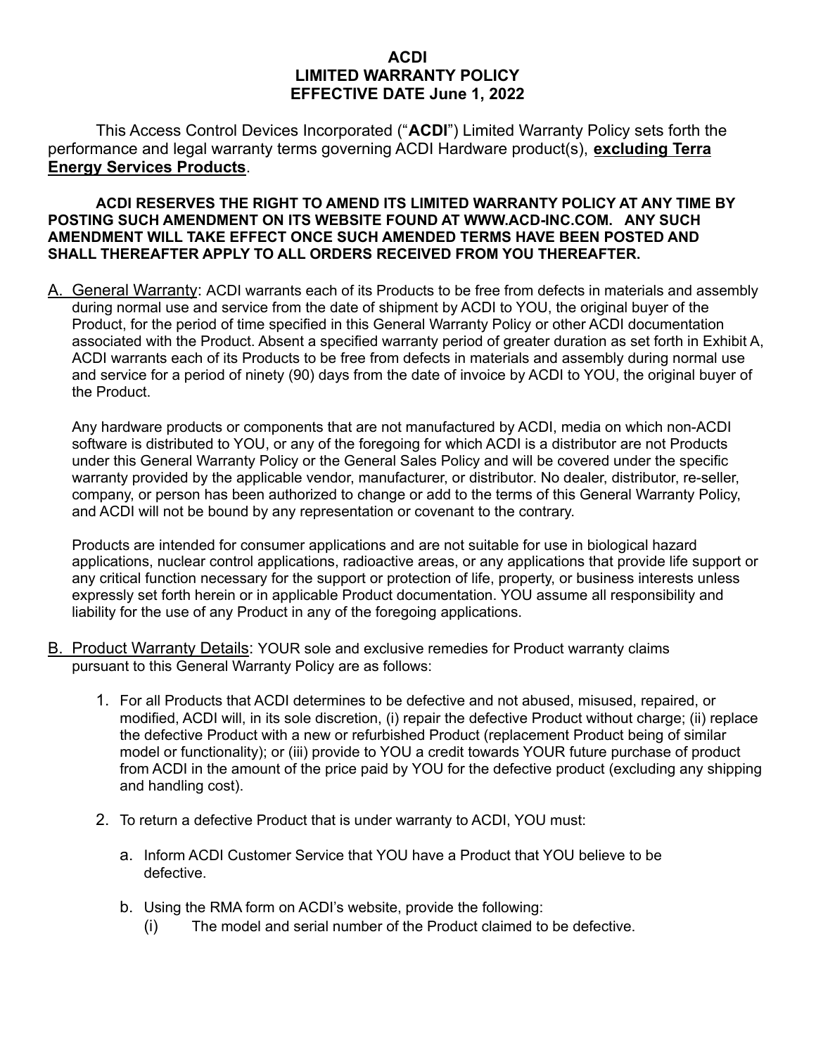# ACDI
# LIMITED WARRANTY POLICY
# EFFECTIVE DATE June 1, 2022

This Access Control Devices Incorporated ("**ACDI**") Limited Warranty Policy sets forth the performance and legal warranty terms governing ACDI Hardware product(s), **excluding Terra Energy Services Products**.

**ACDI RESERVES THE RIGHT TO AMEND ITS LIMITED WARRANTY POLICY AT ANY TIME BY POSTING SUCH AMENDMENT ON ITS WEBSITE FOUND AT WWW.ACD-INC.COM. ANY SUCH AMENDMENT WILL TAKE EFFECT ONCE SUCH AMENDED TERMS HAVE BEEN POSTED AND SHALL THEREAFTER APPLY TO ALL ORDERS RECEIVED FROM YOU THEREAFTER.**

A. General Warranty: ACDI warrants each of its Products to be free from defects in materials and assembly during normal use and service from the date of shipment by ACDI to YOU, the original buyer of the Product, for the period of time specified in this General Warranty Policy or other ACDI documentation associated with the Product. Absent a specified warranty period of greater duration as set forth in Exhibit A, ACDI warrants each of its Products to be free from defects in materials and assembly during normal use and service for a period of ninety (90) days from the date of invoice by ACDI to YOU, the original buyer of the Product.

Any hardware products or components that are not manufactured by ACDI, media on which non-ACDI software is distributed to YOU, or any of the foregoing for which ACDI is a distributor are not Products under this General Warranty Policy or the General Sales Policy and will be covered under the specific warranty provided by the applicable vendor, manufacturer, or distributor. No dealer, distributor, re-seller, company, or person has been authorized to change or add to the terms of this General Warranty Policy, and ACDI will not be bound by any representation or covenant to the contrary.

Products are intended for consumer applications and are not suitable for use in biological hazard applications, nuclear control applications, radioactive areas, or any applications that provide life support or any critical function necessary for the support or protection of life, property, or business interests unless expressly set forth herein or in applicable Product documentation. YOU assume all responsibility and liability for the use of any Product in any of the foregoing applications.

B. Product Warranty Details: YOUR sole and exclusive remedies for Product warranty claims pursuant to this General Warranty Policy are as follows:

1. For all Products that ACDI determines to be defective and not abused, misused, repaired, or modified, ACDI will, in its sole discretion, (i) repair the defective Product without charge; (ii) replace the defective Product with a new or refurbished Product (replacement Product being of similar model or functionality); or (iii) provide to YOU a credit towards YOUR future purchase of product from ACDI in the amount of the price paid by YOU for the defective product (excluding any shipping and handling cost).

2. To return a defective Product that is under warranty to ACDI, YOU must:

   a. Inform ACDI Customer Service that YOU have a Product that YOU believe to be defective.

   b. Using the RMA form on ACDI's website, provide the following:
      (i) The model and serial number of the Product claimed to be defective.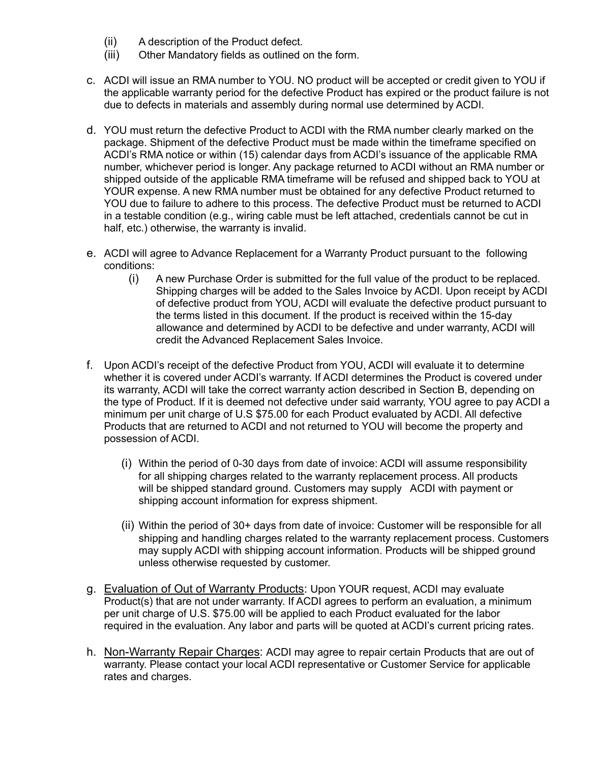(ii) A description of the Product defect.
(iii) Other Mandatory fields as outlined on the form.

c. ACDI will issue an RMA number to YOU. NO product will be accepted or credit given to YOU if the applicable warranty period for the defective Product has expired or the product failure is not due to defects in materials and assembly during normal use determined by ACDI.

d. YOU must return the defective Product to ACDI with the RMA number clearly marked on the package. Shipment of the defective Product must be made within the timeframe specified on ACDI's RMA notice or within (15) calendar days from ACDI's issuance of the applicable RMA number, whichever period is longer. Any package returned to ACDI without an RMA number or shipped outside of the applicable RMA timeframe will be refused and shipped back to YOU at YOUR expense. A new RMA number must be obtained for any defective Product returned to YOU due to failure to adhere to this process. The defective Product must be returned to ACDI in a testable condition (e.g., wiring cable must be left attached, credentials cannot be cut in half, etc.) otherwise, the warranty is invalid.

e. ACDI will agree to Advance Replacement for a Warranty Product pursuant to the following conditions:

   (i) A new Purchase Order is submitted for the full value of the product to be replaced. Shipping charges will be added to the Sales Invoice by ACDI. Upon receipt by ACDI of defective product from YOU, ACDI will evaluate the defective product pursuant to the terms listed in this document. If the product is received within the 15-day allowance and determined by ACDI to be defective and under warranty, ACDI will credit the Advanced Replacement Sales Invoice.

f. Upon ACDI's receipt of the defective Product from YOU, ACDI will evaluate it to determine whether it is covered under ACDI's warranty. If ACDI determines the Product is covered under its warranty, ACDI will take the correct warranty action described in Section B, depending on the type of Product. If it is deemed not defective under said warranty, YOU agree to pay ACDI a minimum per unit charge of U.S $75.00 for each Product evaluated by ACDI. All defective Products that are returned to ACDI and not returned to YOU will become the property and possession of ACDI.

   (i) Within the period of 0-30 days from date of invoice: ACDI will assume responsibility for all shipping charges related to the warranty replacement process. All products will be shipped standard ground. Customers may supply ACDI with payment or shipping account information for express shipment.

   (ii) Within the period of 30+ days from date of invoice: Customer will be responsible for all shipping and handling charges related to the warranty replacement process. Customers may supply ACDI with shipping account information. Products will be shipped ground unless otherwise requested by customer.

g. Evaluation of Out of Warranty Products: Upon YOUR request, ACDI may evaluate Product(s) that are not under warranty. If ACDI agrees to perform an evaluation, a minimum per unit charge of U.S. $75.00 will be applied to each Product evaluated for the labor required in the evaluation. Any labor and parts will be quoted at ACDI's current pricing rates.

h. Non-Warranty Repair Charges: ACDI may agree to repair certain Products that are out of warranty. Please contact your local ACDI representative or Customer Service for applicable rates and charges.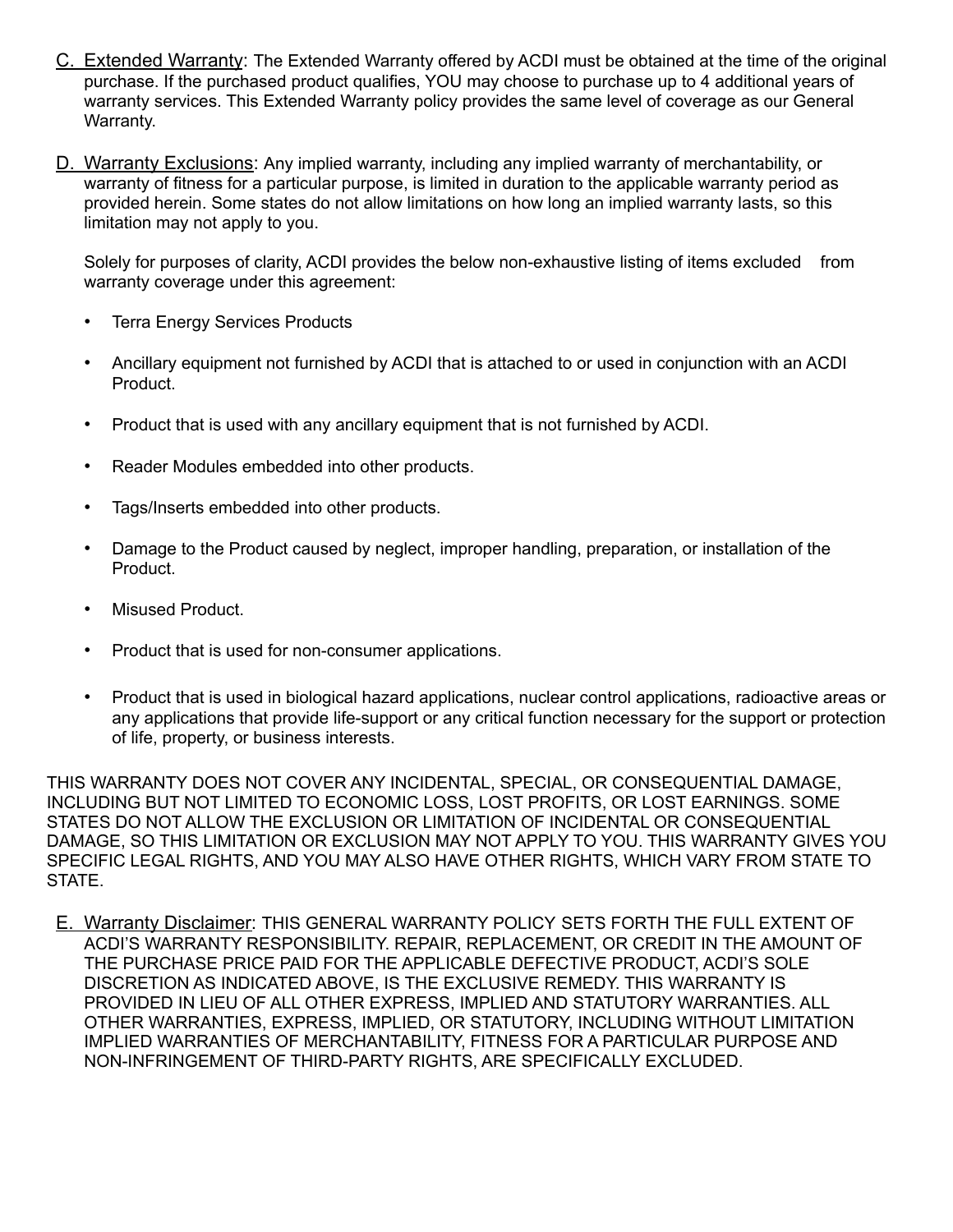C. <u>Extended Warranty</u>: The Extended Warranty offered by ACDI must be obtained at the time of the original purchase. If the purchased product qualifies, YOU may choose to purchase up to 4 additional years of warranty services. This Extended Warranty policy provides the same level of coverage as our General Warranty.

D. <u>Warranty Exclusions</u>: Any implied warranty, including any implied warranty of merchantability, or warranty of fitness for a particular purpose, is limited in duration to the applicable warranty period as provided herein. Some states do not allow limitations on how long an implied warranty lasts, so this limitation may not apply to you.

Solely for purposes of clarity, ACDI provides the below non-exhaustive listing of items excluded from warranty coverage under this agreement:

- Terra Energy Services Products
- Ancillary equipment not furnished by ACDI that is attached to or used in conjunction with an ACDI Product.
- Product that is used with any ancillary equipment that is not furnished by ACDI.
- Reader Modules embedded into other products.
- Tags/Inserts embedded into other products.
- Damage to the Product caused by neglect, improper handling, preparation, or installation of the Product.
- Misused Product.
- Product that is used for non-consumer applications.
- Product that is used in biological hazard applications, nuclear control applications, radioactive areas or any applications that provide life-support or any critical function necessary for the support or protection of life, property, or business interests.

THIS WARRANTY DOES NOT COVER ANY INCIDENTAL, SPECIAL, OR CONSEQUENTIAL DAMAGE, INCLUDING BUT NOT LIMITED TO ECONOMIC LOSS, LOST PROFITS, OR LOST EARNINGS. SOME STATES DO NOT ALLOW THE EXCLUSION OR LIMITATION OF INCIDENTAL OR CONSEQUENTIAL DAMAGE, SO THIS LIMITATION OR EXCLUSION MAY NOT APPLY TO YOU. THIS WARRANTY GIVES YOU SPECIFIC LEGAL RIGHTS, AND YOU MAY ALSO HAVE OTHER RIGHTS, WHICH VARY FROM STATE TO STATE.

E. <u>Warranty Disclaimer</u>: THIS GENERAL WARRANTY POLICY SETS FORTH THE FULL EXTENT OF ACDI'S WARRANTY RESPONSIBILITY. REPAIR, REPLACEMENT, OR CREDIT IN THE AMOUNT OF THE PURCHASE PRICE PAID FOR THE APPLICABLE DEFECTIVE PRODUCT, ACDI'S SOLE DISCRETION AS INDICATED ABOVE, IS THE EXCLUSIVE REMEDY. THIS WARRANTY IS PROVIDED IN LIEU OF ALL OTHER EXPRESS, IMPLIED AND STATUTORY WARRANTIES. ALL OTHER WARRANTIES, EXPRESS, IMPLIED, OR STATUTORY, INCLUDING WITHOUT LIMITATION IMPLIED WARRANTIES OF MERCHANTABILITY, FITNESS FOR A PARTICULAR PURPOSE AND NON-INFRINGEMENT OF THIRD-PARTY RIGHTS, ARE SPECIFICALLY EXCLUDED.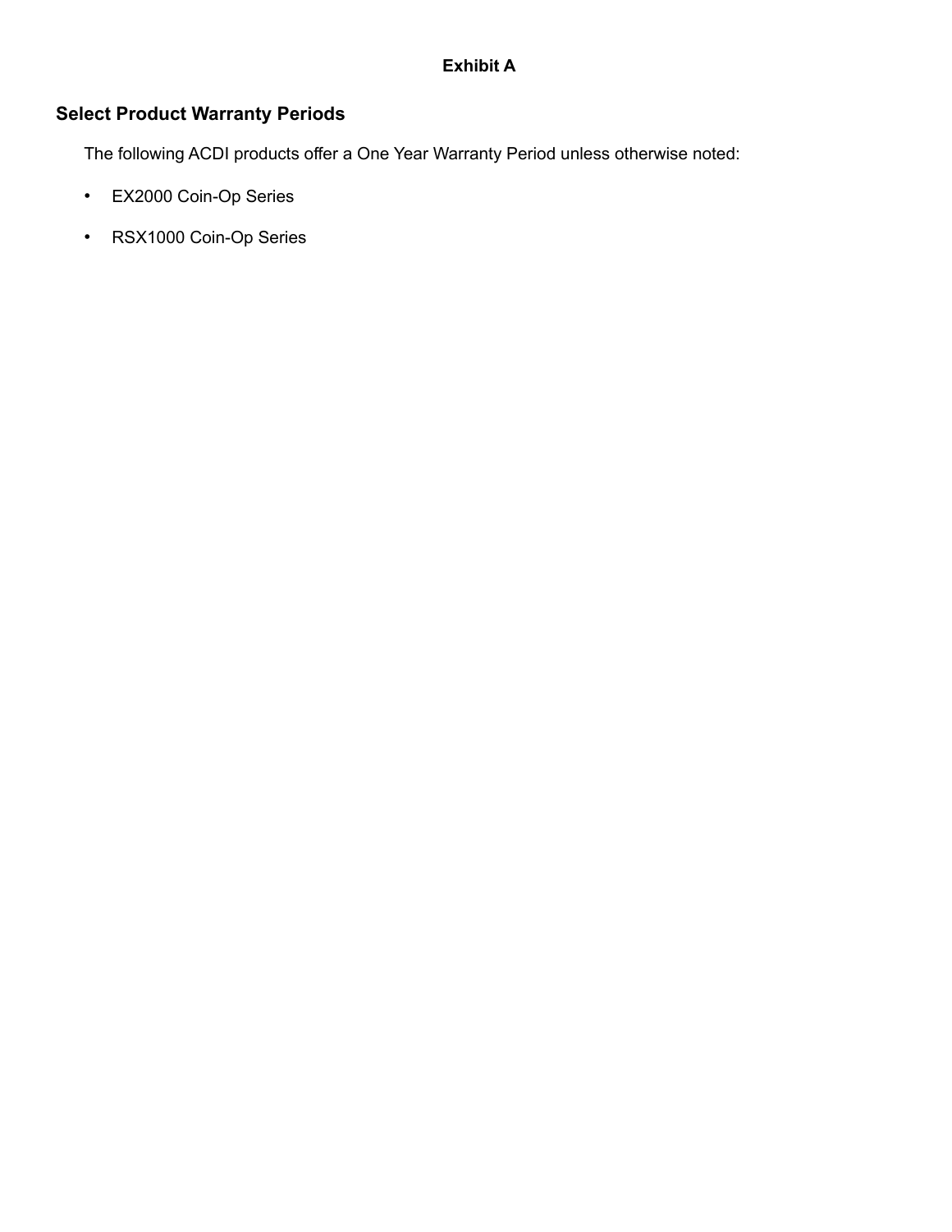**Exhibit A**

## Select Product Warranty Periods

The following ACDI products offer a One Year Warranty Period unless otherwise noted:

- EX2000 Coin-Op Series
- RSX1000 Coin-Op Series